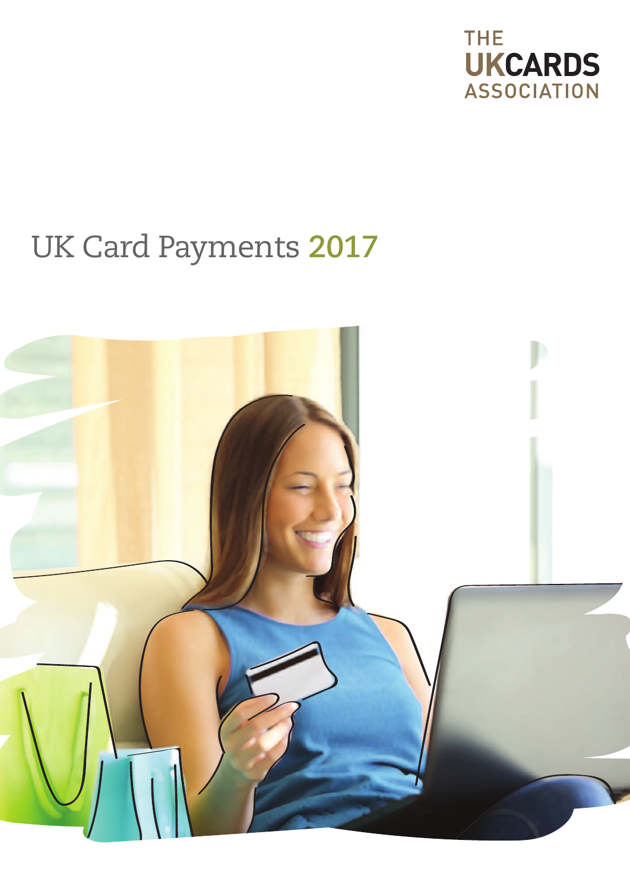THE UKCARDS ASSOCIATION

# UK Card Payments 2017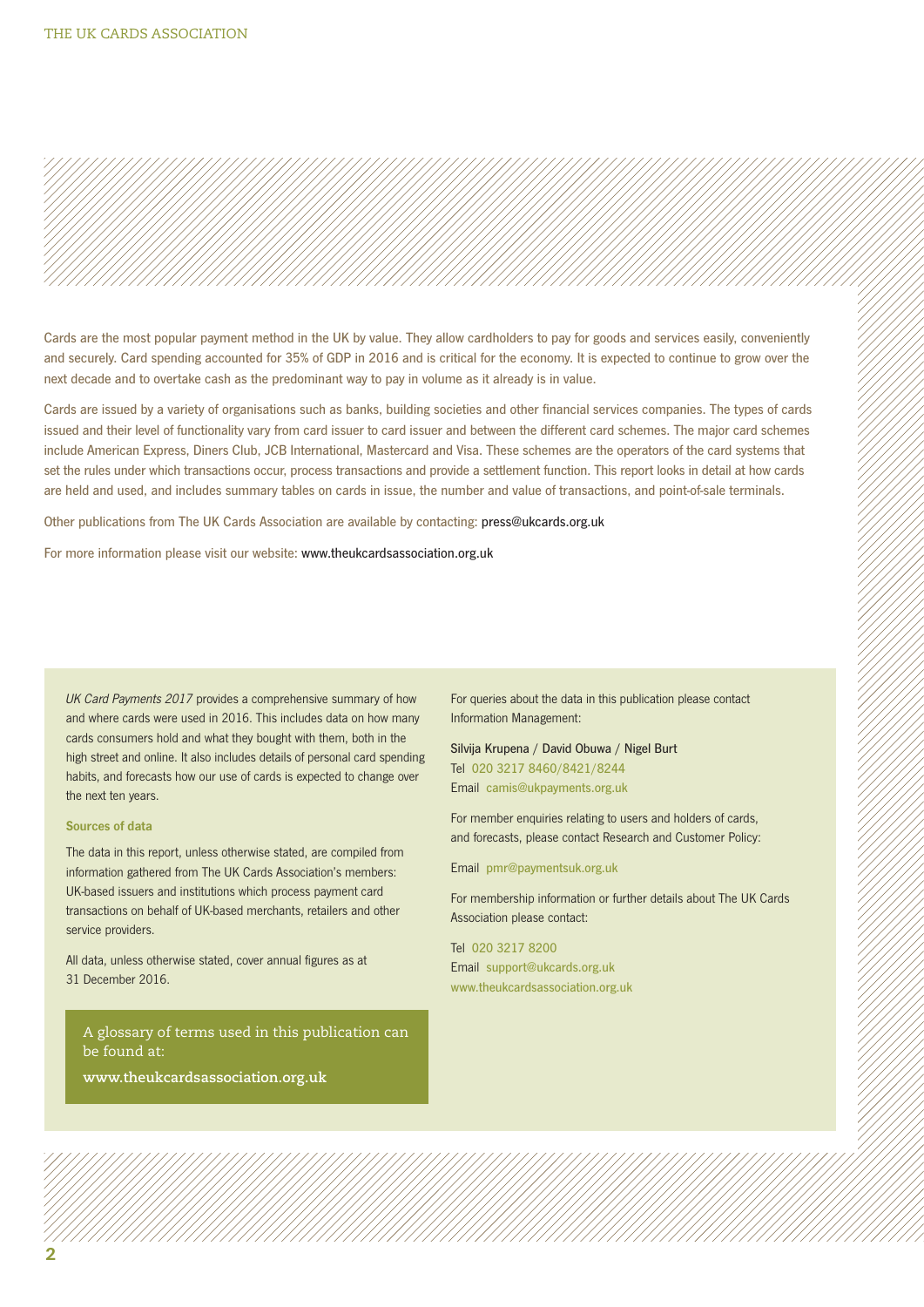Cards are the most popular payment method in the UK by value. They allow cardholders to pay for goods and services easily, conveniently and securely. Card spending accounted for 35% of GDP in 2016 and is critical for the economy. It is expected to continue to grow over the next decade and to overtake cash as the predominant way to pay in volume as it already is in value.

Cards are issued by a variety of organisations such as banks, building societies and other financial services companies. The types of cards issued and their level of functionality vary from card issuer to card issuer and between the different card schemes. The major card schemes include American Express, Diners Club, JCB International, Mastercard and Visa. These schemes are the operators of the card systems that set the rules under which transactions occur, process transactions and provide a settlement function. This report looks in detail at how cards are held and used, and includes summary tables on cards in issue, the number and value of transactions, and point-of-sale terminals.

Other publications from The UK Cards Association are available by contacting: press@ukcards.org.uk

For more information please visit our website: www.theukcardsassociation.org.uk

*UK Card Payments 2017* provides a comprehensive summary of how and where cards were used in 2016. This includes data on how many cards consumers hold and what they bought with them, both in the high street and online. It also includes details of personal card spending habits, and forecasts how our use of cards is expected to change over the next ten years.

**Sources of data**

The data in this report, unless otherwise stated, are compiled from information gathered from The UK Cards Association's members: UK-based issuers and institutions which process payment card transactions on behalf of UK-based merchants, retailers and other service providers.

All data, unless otherwise stated, cover annual figures as at 31 December 2016.

A glossary of terms used in this publication can be found at:

**www.theukcardsassociation.org.uk**

For queries about the data in this publication please contact Information Management:

Silvija Krupena / David Obuwa / Nigel Burt
Tel 020 3217 8460/8421/8244
Email camis@ukpayments.org.uk

For member enquiries relating to users and holders of cards, and forecasts, please contact Research and Customer Policy:

Email pmr@paymentsuk.org.uk

For membership information or further details about The UK Cards Association please contact:

Tel 020 3217 8200
Email support@ukcards.org.uk
www.theukcardsassociation.org.uk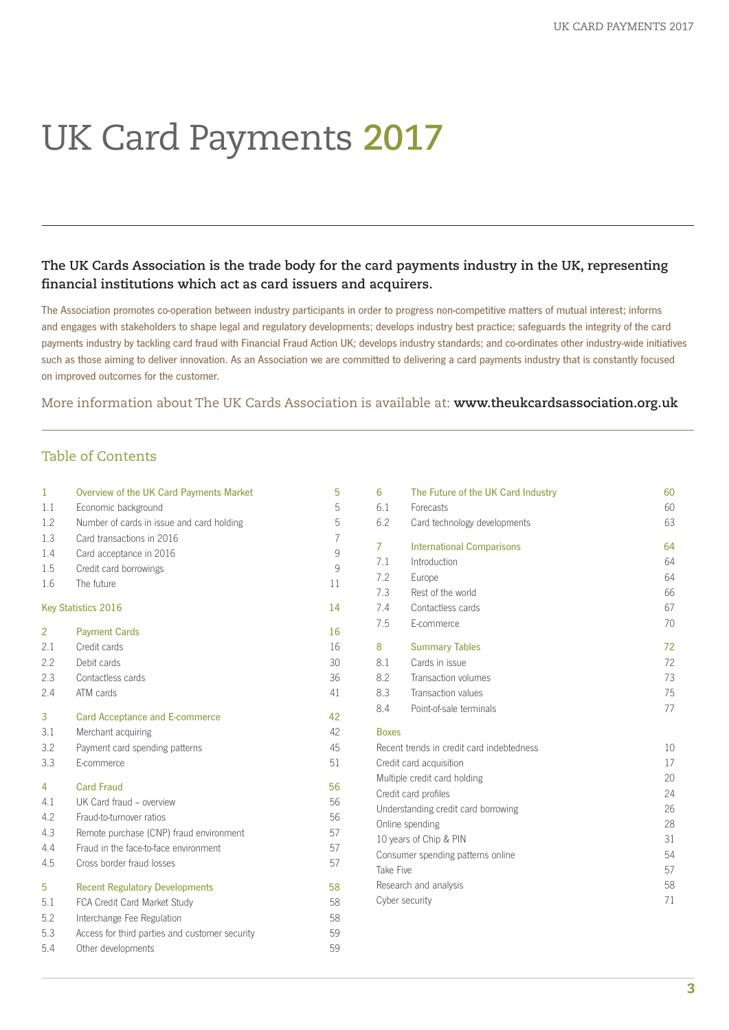# UK Card Payments 2017

**The UK Cards Association is the trade body for the card payments industry in the UK, representing financial institutions which act as card issuers and acquirers.**

The Association promotes co-operation between industry participants in order to progress non-competitive matters of mutual interest; informs and engages with stakeholders to shape legal and regulatory developments; develops industry best practice; safeguards the integrity of the card payments industry by tackling card fraud with Financial Fraud Action UK; develops industry standards; and co-ordinates other industry-wide initiatives such as those aiming to deliver innovation. As an Association we are committed to delivering a card payments industry that is constantly focused on improved outcomes for the customer.

More information about The UK Cards Association is available at: **www.theukcardsassociation.org.uk**

## Table of Contents

| | | |
|---|---|---|
| **1** | **Overview of the UK Card Payments Market** | **5** |
| 1.1 | Economic background | 5 |
| 1.2 | Number of cards in issue and card holding | 5 |
| 1.3 | Card transactions in 2016 | 7 |
| 1.4 | Card acceptance in 2016 | 9 |
| 1.5 | Credit card borrowings | 9 |
| 1.6 | The future | 11 |
| | **Key Statistics 2016** | **14** |
| **2** | **Payment Cards** | **16** |
| 2.1 | Credit cards | 16 |
| 2.2 | Debit cards | 30 |
| 2.3 | Contactless cards | 36 |
| 2.4 | ATM cards | 41 |
| **3** | **Card Acceptance and E-commerce** | **42** |
| 3.1 | Merchant acquiring | 42 |
| 3.2 | Payment card spending patterns | 45 |
| 3.3 | E-commerce | 51 |
| **4** | **Card Fraud** | **56** |
| 4.1 | UK Card fraud – overview | 56 |
| 4.2 | Fraud-to-turnover ratios | 56 |
| 4.3 | Remote purchase (CNP) fraud environment | 57 |
| 4.4 | Fraud in the face-to-face environment | 57 |
| 4.5 | Cross border fraud losses | 57 |
| **5** | **Recent Regulatory Developments** | **58** |
| 5.1 | FCA Credit Card Market Study | 58 |
| 5.2 | Interchange Fee Regulation | 58 |
| 5.3 | Access for third parties and customer security | 59 |
| 5.4 | Other developments | 59 |
| **6** | **The Future of the UK Card Industry** | **60** |
| 6.1 | Forecasts | 60 |
| 6.2 | Card technology developments | 63 |
| **7** | **International Comparisons** | **64** |
| 7.1 | Introduction | 64 |
| 7.2 | Europe | 64 |
| 7.3 | Rest of the world | 66 |
| 7.4 | Contactless cards | 67 |
| 7.5 | E-commerce | 70 |
| **8** | **Summary Tables** | **72** |
| 8.1 | Cards in issue | 72 |
| 8.2 | Transaction volumes | 73 |
| 8.3 | Transaction values | 75 |
| 8.4 | Point-of-sale terminals | 77 |

**Boxes**

| | |
|---|---|
| Recent trends in credit card indebtedness | 10 |
| Credit card acquisition | 17 |
| Multiple credit card holding | 20 |
| Credit card profiles | 24 |
| Understanding credit card borrowing | 26 |
| Online spending | 28 |
| 10 years of Chip & PIN | 31 |
| Consumer spending patterns online | 54 |
| Take Five | 57 |
| Research and analysis | 58 |
| Cyber security | 71 |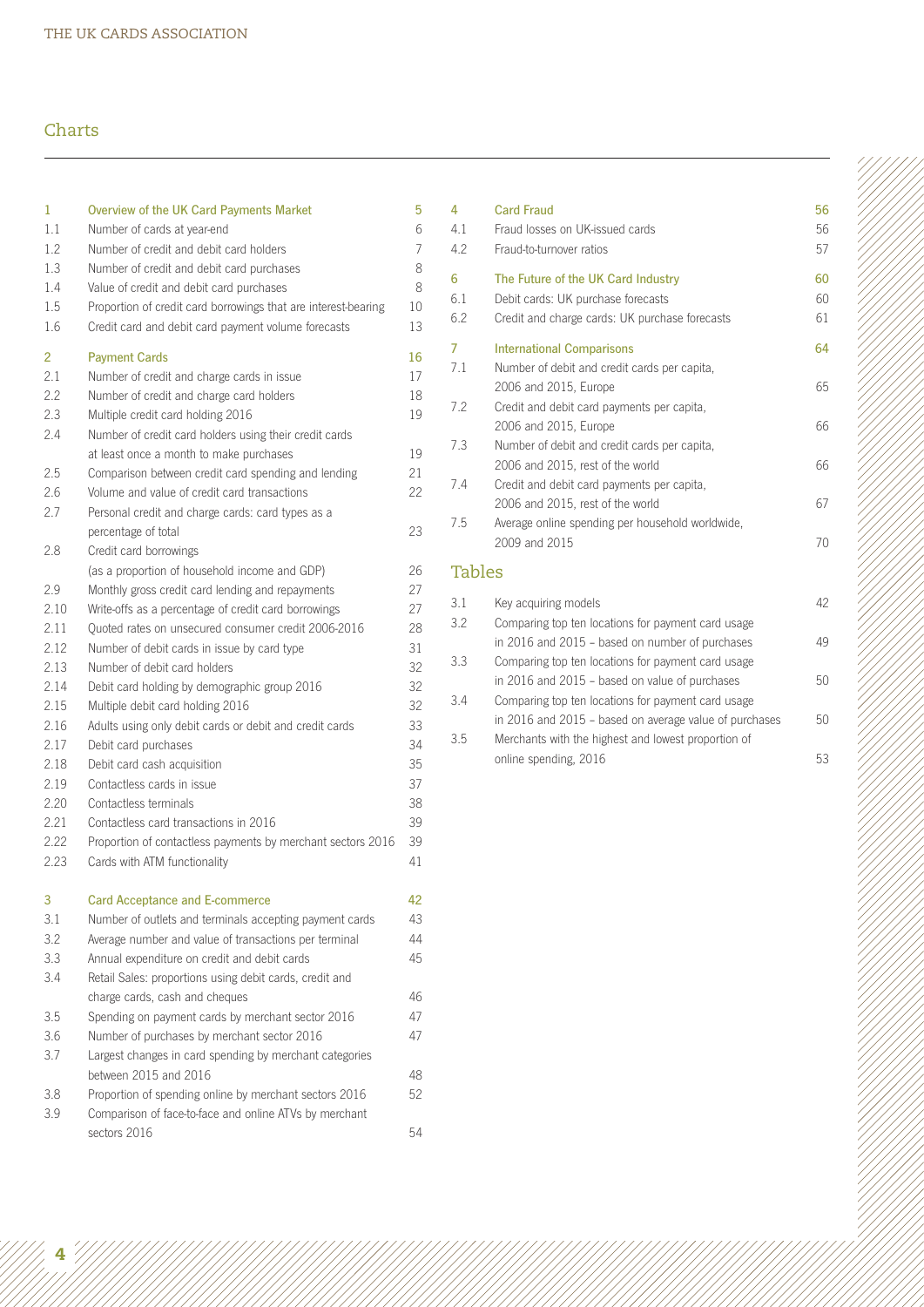## Charts

| | | |
|---|---|---|
| **1** | **Overview of the UK Card Payments Market** | **5** |
| 1.1 | Number of cards at year-end | 6 |
| 1.2 | Number of credit and debit card holders | 7 |
| 1.3 | Number of credit and debit card purchases | 8 |
| 1.4 | Value of credit and debit card purchases | 8 |
| 1.5 | Proportion of credit card borrowings that are interest-bearing | 10 |
| 1.6 | Credit card and debit card payment volume forecasts | 13 |
| **2** | **Payment Cards** | **16** |
| 2.1 | Number of credit and charge cards in issue | 17 |
| 2.2 | Number of credit and charge card holders | 18 |
| 2.3 | Multiple credit card holding 2016 | 19 |
| 2.4 | Number of credit card holders using their credit cards at least once a month to make purchases | 19 |
| 2.5 | Comparison between credit card spending and lending | 21 |
| 2.6 | Volume and value of credit card transactions | 22 |
| 2.7 | Personal credit and charge cards: card types as a percentage of total | 23 |
| 2.8 | Credit card borrowings (as a proportion of household income and GDP) | 26 |
| 2.9 | Monthly gross credit card lending and repayments | 27 |
| 2.10 | Write-offs as a percentage of credit card borrowings | 27 |
| 2.11 | Quoted rates on unsecured consumer credit 2006-2016 | 28 |
| 2.12 | Number of debit cards in issue by card type | 31 |
| 2.13 | Number of debit card holders | 32 |
| 2.14 | Debit card holding by demographic group 2016 | 32 |
| 2.15 | Multiple debit card holding 2016 | 32 |
| 2.16 | Adults using only debit cards or debit and credit cards | 33 |
| 2.17 | Debit card purchases | 34 |
| 2.18 | Debit card cash acquisition | 35 |
| 2.19 | Contactless cards in issue | 37 |
| 2.20 | Contactless terminals | 38 |
| 2.21 | Contactless card transactions in 2016 | 39 |
| 2.22 | Proportion of contactless payments by merchant sectors 2016 | 39 |
| 2.23 | Cards with ATM functionality | 41 |
| **3** | **Card Acceptance and E-commerce** | **42** |
| 3.1 | Number of outlets and terminals accepting payment cards | 43 |
| 3.2 | Average number and value of transactions per terminal | 44 |
| 3.3 | Annual expenditure on credit and debit cards | 45 |
| 3.4 | Retail Sales: proportions using debit cards, credit and charge cards, cash and cheques | 46 |
| 3.5 | Spending on payment cards by merchant sector 2016 | 47 |
| 3.6 | Number of purchases by merchant sector 2016 | 47 |
| 3.7 | Largest changes in card spending by merchant categories between 2015 and 2016 | 48 |
| 3.8 | Proportion of spending online by merchant sectors 2016 | 52 |
| 3.9 | Comparison of face-to-face and online ATVs by merchant sectors 2016 | 54 |
| **4** | **Card Fraud** | **56** |
| 4.1 | Fraud losses on UK-issued cards | 56 |
| 4.2 | Fraud-to-turnover ratios | 57 |
| **6** | **The Future of the UK Card Industry** | **60** |
| 6.1 | Debit cards: UK purchase forecasts | 60 |
| 6.2 | Credit and charge cards: UK purchase forecasts | 61 |
| **7** | **International Comparisons** | **64** |
| 7.1 | Number of debit and credit cards per capita, 2006 and 2015, Europe | 65 |
| 7.2 | Credit and debit card payments per capita, 2006 and 2015, Europe | 66 |
| 7.3 | Number of debit and credit cards per capita, 2006 and 2015, rest of the world | 66 |
| 7.4 | Credit and debit card payments per capita, 2006 and 2015, rest of the world | 67 |
| 7.5 | Average online spending per household worldwide, 2009 and 2015 | 70 |

## Tables

| | | |
|---|---|---|
| 3.1 | Key acquiring models | 42 |
| 3.2 | Comparing top ten locations for payment card usage in 2016 and 2015 – based on number of purchases | 49 |
| 3.3 | Comparing top ten locations for payment card usage in 2016 and 2015 – based on value of purchases | 50 |
| 3.4 | Comparing top ten locations for payment card usage in 2016 and 2015 – based on average value of purchases | 50 |
| 3.5 | Merchants with the highest and lowest proportion of online spending, 2016 | 53 |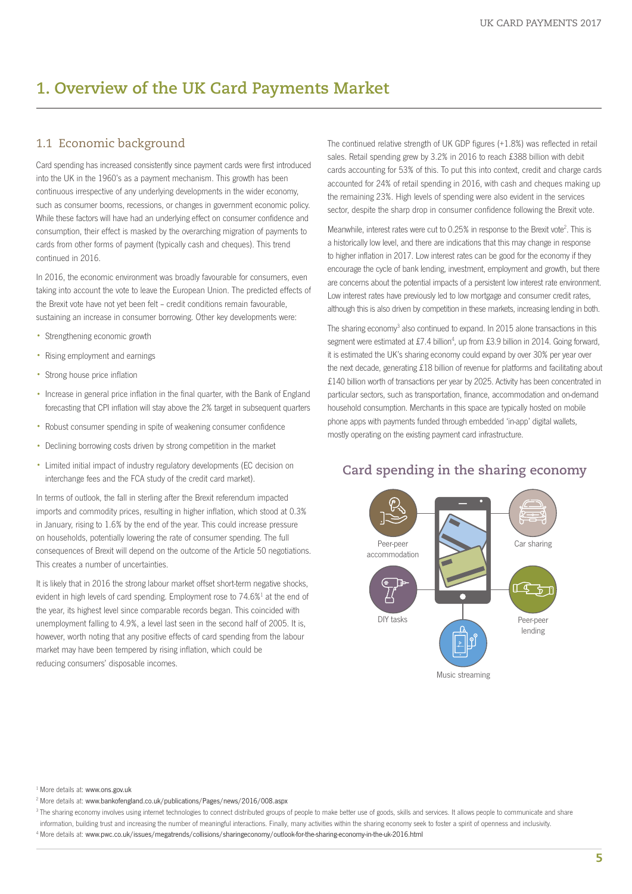# 1. Overview of the UK Card Payments Market

## 1.1 Economic background

Card spending has increased consistently since payment cards were first introduced into the UK in the 1960's as a payment mechanism. This growth has been continuous irrespective of any underlying developments in the wider economy, such as consumer booms, recessions, or changes in government economic policy. While these factors will have had an underlying effect on consumer confidence and consumption, their effect is masked by the overarching migration of payments to cards from other forms of payment (typically cash and cheques). This trend continued in 2016.

In 2016, the economic environment was broadly favourable for consumers, even taking into account the vote to leave the European Union. The predicted effects of the Brexit vote have not yet been felt – credit conditions remain favourable, sustaining an increase in consumer borrowing. Other key developments were:

- Strengthening economic growth
- Rising employment and earnings
- Strong house price inflation
- Increase in general price inflation in the final quarter, with the Bank of England forecasting that CPI inflation will stay above the 2% target in subsequent quarters
- Robust consumer spending in spite of weakening consumer confidence
- Declining borrowing costs driven by strong competition in the market
- Limited initial impact of industry regulatory developments (EC decision on interchange fees and the FCA study of the credit card market).

In terms of outlook, the fall in sterling after the Brexit referendum impacted imports and commodity prices, resulting in higher inflation, which stood at 0.3% in January, rising to 1.6% by the end of the year. This could increase pressure on households, potentially lowering the rate of consumer spending. The full consequences of Brexit will depend on the outcome of the Article 50 negotiations. This creates a number of uncertainties.

It is likely that in 2016 the strong labour market offset short-term negative shocks, evident in high levels of card spending. Employment rose to 74.6%[1] at the end of the year, its highest level since comparable records began. This coincided with unemployment falling to 4.9%, a level last seen in the second half of 2005. It is, however, worth noting that any positive effects of card spending from the labour market may have been tempered by rising inflation, which could be reducing consumers' disposable incomes.

The continued relative strength of UK GDP figures (+1.8%) was reflected in retail sales. Retail spending grew by 3.2% in 2016 to reach £388 billion with debit cards accounting for 53% of this. To put this into context, credit and charge cards accounted for 24% of retail spending in 2016, with cash and cheques making up the remaining 23%. High levels of spending were also evident in the services sector, despite the sharp drop in consumer confidence following the Brexit vote.

Meanwhile, interest rates were cut to 0.25% in response to the Brexit vote[2]. This is a historically low level, and there are indications that this may change in response to higher inflation in 2017. Low interest rates can be good for the economy if they encourage the cycle of bank lending, investment, employment and growth, but there are concerns about the potential impacts of a persistent low interest rate environment. Low interest rates have previously led to low mortgage and consumer credit rates, although this is also driven by competition in these markets, increasing lending in both.

The sharing economy[3] also continued to expand. In 2015 alone transactions in this segment were estimated at £7.4 billion[4], up from £3.9 billion in 2014. Going forward, it is estimated the UK's sharing economy could expand by over 30% per year over the next decade, generating £18 billion of revenue for platforms and facilitating about £140 billion worth of transactions per year by 2025. Activity has been concentrated in particular sectors, such as transportation, finance, accommodation and on-demand household consumption. Merchants in this space are typically hosted on mobile phone apps with payments funded through embedded 'in-app' digital wallets, mostly operating on the existing payment card infrastructure.

### Card spending in the sharing economy

Peer-peer accommodation
Car sharing
DIY tasks
Peer-peer lending
Music streaming

---

[1] More details at: www.ons.gov.uk

[2] More details at: www.bankofengland.co.uk/publications/Pages/news/2016/008.aspx

[3] The sharing economy involves using internet technologies to connect distributed groups of people to make better use of goods, skills and services. It allows people to communicate and share information, building trust and increasing the number of meaningful interactions. Finally, many activities within the sharing economy seek to foster a spirit of openness and inclusivity.

[4] More details at: www.pwc.co.uk/issues/megatrends/collisions/sharingeconomy/outlook-for-the-sharing-economy-in-the-uk-2016.html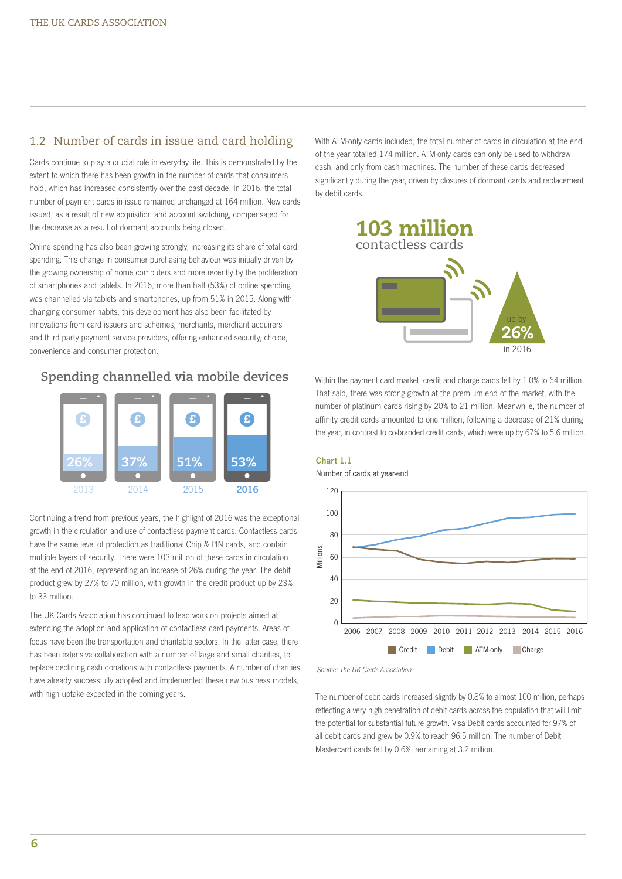## 1.2 Number of cards in issue and card holding

Cards continue to play a crucial role in everyday life. This is demonstrated by the extent to which there has been growth in the number of cards that consumers hold, which has increased consistently over the past decade. In 2016, the total number of payment cards in issue remained unchanged at 164 million. New cards issued, as a result of new acquisition and account switching, compensated for the decrease as a result of dormant accounts being closed.

Online spending has also been growing strongly, increasing its share of total card spending. This change in consumer purchasing behaviour was initially driven by the growing ownership of home computers and more recently by the proliferation of smartphones and tablets. In 2016, more than half (53%) of online spending was channelled via tablets and smartphones, up from 51% in 2015. Along with changing consumer habits, this development has also been facilitated by innovations from card issuers and schemes, merchants, merchant acquirers and third party payment service providers, offering enhanced security, choice, convenience and consumer protection.

### Spending channelled via mobile devices

| 2013 | 2014 | 2015 | 2016 |
|---|---|---|---|
| 26% | 37% | 51% | 53% |

Continuing a trend from previous years, the highlight of 2016 was the exceptional growth in the circulation and use of contactless payment cards. Contactless cards have the same level of protection as traditional Chip & PIN cards, and contain multiple layers of security. There were 103 million of these cards in circulation at the end of 2016, representing an increase of 26% during the year. The debit product grew by 27% to 70 million, with growth in the credit product up by 23% to 33 million.

The UK Cards Association has continued to lead work on projects aimed at extending the adoption and application of contactless card payments. Areas of focus have been the transportation and charitable sectors. In the latter case, there has been extensive collaboration with a number of large and small charities, to replace declining cash donations with contactless payments. A number of charities have already successfully adopted and implemented these new business models, with high uptake expected in the coming years.

With ATM-only cards included, the total number of cards in circulation at the end of the year totalled 174 million. ATM-only cards can only be used to withdraw cash, and only from cash machines. The number of these cards decreased significantly during the year, driven by closures of dormant cards and replacement by debit cards.

**103 million** contactless cards — up by **26%** in 2016

Within the payment card market, credit and charge cards fell by 1.0% to 64 million. That said, there was strong growth at the premium end of the market, with the number of platinum cards rising by 20% to 21 million. Meanwhile, the number of affinity credit cards amounted to one million, following a decrease of 21% during the year, in contrast to co-branded credit cards, which were up by 67% to 5.6 million.

**Chart 1.1**

Number of cards at year-end

(Chart: Millions, 2006–2016; series: Credit, Debit, ATM-only, Charge)

*Source: The UK Cards Association*

The number of debit cards increased slightly by 0.8% to almost 100 million, perhaps reflecting a very high penetration of debit cards across the population that will limit the potential for substantial future growth. Visa Debit cards accounted for 97% of all debit cards and grew by 0.9% to reach 96.5 million. The number of Debit Mastercard cards fell by 0.6%, remaining at 3.2 million.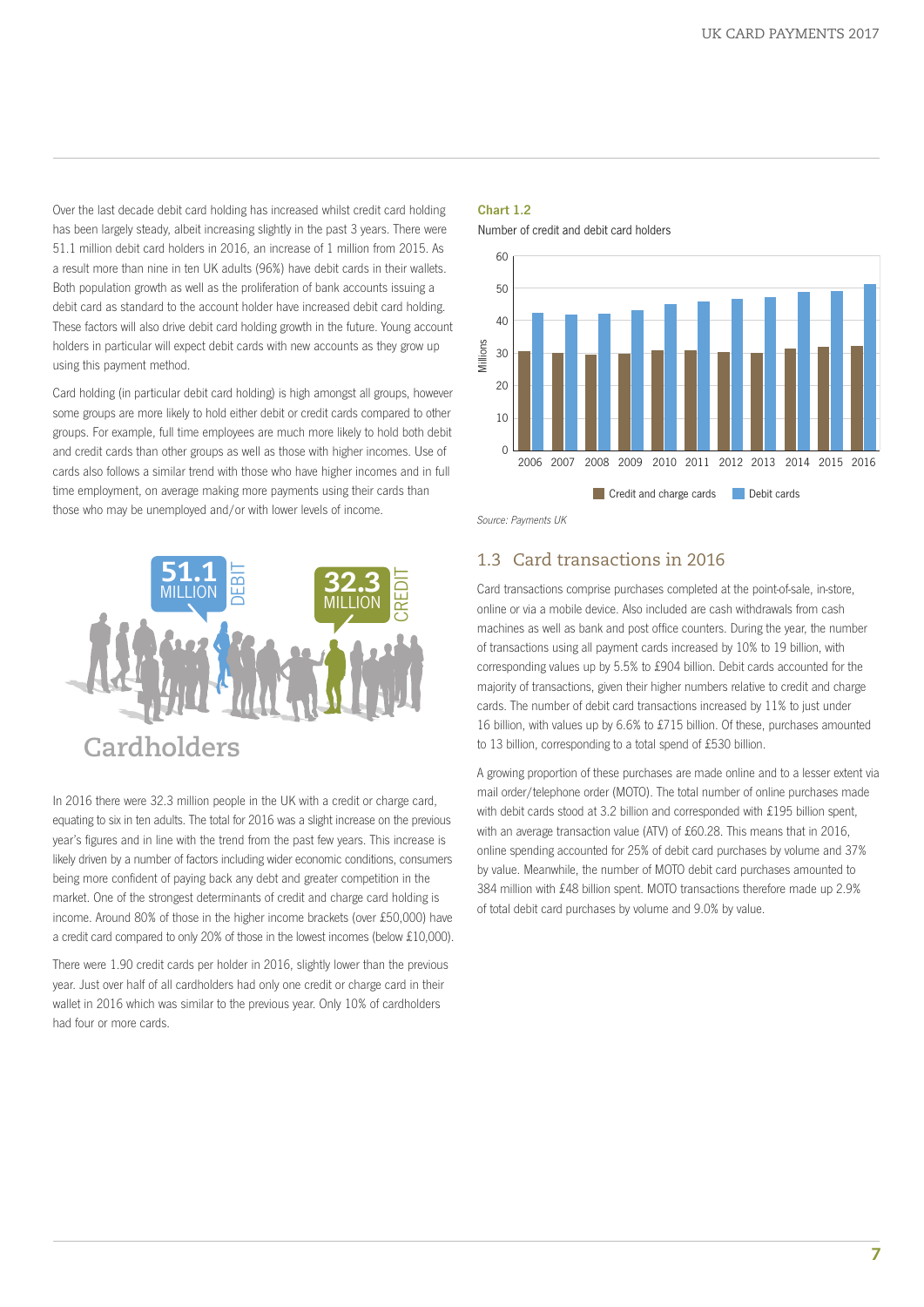Over the last decade debit card holding has increased whilst credit card holding has been largely steady, albeit increasing slightly in the past 3 years. There were 51.1 million debit card holders in 2016, an increase of 1 million from 2015. As a result more than nine in ten UK adults (96%) have debit cards in their wallets. Both population growth as well as the proliferation of bank accounts issuing a debit card as standard to the account holder have increased debit card holding. These factors will also drive debit card holding growth in the future. Young account holders in particular will expect debit cards with new accounts as they grow up using this payment method.

Card holding (in particular debit card holding) is high amongst all groups, however some groups are more likely to hold either debit or credit cards compared to other groups. For example, full time employees are much more likely to hold both debit and credit cards than other groups as well as those with higher incomes. Use of cards also follows a similar trend with those who have higher incomes and in full time employment, on average making more payments using their cards than those who may be unemployed and/or with lower levels of income.

**51.1 MILLION** DEBIT

**32.3 MILLION** CREDIT

## Cardholders

In 2016 there were 32.3 million people in the UK with a credit or charge card, equating to six in ten adults. The total for 2016 was a slight increase on the previous year's figures and in line with the trend from the past few years. This increase is likely driven by a number of factors including wider economic conditions, consumers being more confident of paying back any debt and greater competition in the market. One of the strongest determinants of credit and charge card holding is income. Around 80% of those in the higher income brackets (over £50,000) have a credit card compared to only 20% of those in the lowest incomes (below £10,000).

There were 1.90 credit cards per holder in 2016, slightly lower than the previous year. Just over half of all cardholders had only one credit or charge card in their wallet in 2016 which was similar to the previous year. Only 10% of cardholders had four or more cards.

**Chart 1.2**

Number of credit and debit card holders

| Year | Credit and charge cards (millions) | Debit cards (millions) |
|---|---|---|
| 2006 | ~30.5 | ~42.5 |
| 2007 | ~30 | ~42 |
| 2008 | ~29.5 | ~42 |
| 2009 | ~29.5 | ~43 |
| 2010 | ~31 | ~45 |
| 2011 | ~31 | ~46 |
| 2012 | ~30.5 | ~46.5 |
| 2013 | ~30 | ~47 |
| 2014 | ~31.5 | ~49 |
| 2015 | ~32 | ~49 |
| 2016 | 32.3 | 51.1 |

*Source: Payments UK*

## 1.3 Card transactions in 2016

Card transactions comprise purchases completed at the point-of-sale, in-store, online or via a mobile device. Also included are cash withdrawals from cash machines as well as bank and post office counters. During the year, the number of transactions using all payment cards increased by 10% to 19 billion, with corresponding values up by 5.5% to £904 billion. Debit cards accounted for the majority of transactions, given their higher numbers relative to credit and charge cards. The number of debit card transactions increased by 11% to just under 16 billion, with values up by 6.6% to £715 billion. Of these, purchases amounted to 13 billion, corresponding to a total spend of £530 billion.

A growing proportion of these purchases are made online and to a lesser extent via mail order/telephone order (MOTO). The total number of online purchases made with debit cards stood at 3.2 billion and corresponded with £195 billion spent, with an average transaction value (ATV) of £60.28. This means that in 2016, online spending accounted for 25% of debit card purchases by volume and 37% by value. Meanwhile, the number of MOTO debit card purchases amounted to 384 million with £48 billion spent. MOTO transactions therefore made up 2.9% of total debit card purchases by volume and 9.0% by value.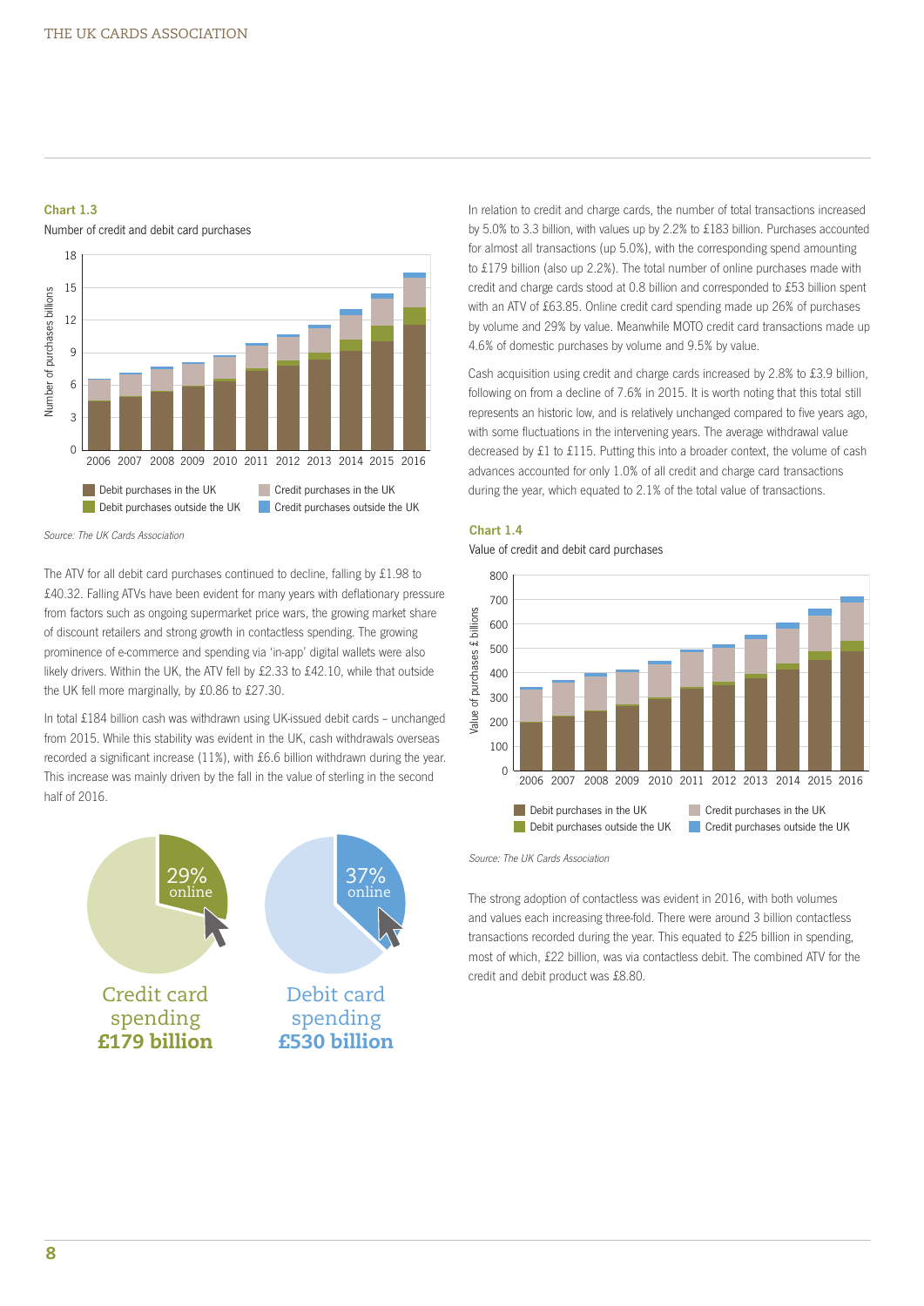**Chart 1.3**

Number of credit and debit card purchases

Source: The UK Cards Association

The ATV for all debit card purchases continued to decline, falling by £1.98 to £40.32. Falling ATVs have been evident for many years with deflationary pressure from factors such as ongoing supermarket price wars, the growing market share of discount retailers and strong growth in contactless spending. The growing prominence of e-commerce and spending via 'in-app' digital wallets were also likely drivers. Within the UK, the ATV fell by £2.33 to £42.10, while that outside the UK fell more marginally, by £0.86 to £27.30.

In total £184 billion cash was withdrawn using UK-issued debit cards – unchanged from 2015. While this stability was evident in the UK, cash withdrawals overseas recorded a significant increase (11%), with £6.6 billion withdrawn during the year. This increase was mainly driven by the fall in the value of sterling in the second half of 2016.

29% online — Credit card spending **£179 billion**

37% online — Debit card spending **£530 billion**

In relation to credit and charge cards, the number of total transactions increased by 5.0% to 3.3 billion, with values up by 2.2% to £183 billion. Purchases accounted for almost all transactions (up 5.0%), with the corresponding spend amounting to £179 billion (also up 2.2%). The total number of online purchases made with credit and charge cards stood at 0.8 billion and corresponded to £53 billion spent with an ATV of £63.85. Online credit card spending made up 26% of purchases by volume and 29% by value. Meanwhile MOTO credit card transactions made up 4.6% of domestic purchases by volume and 9.5% by value.

Cash acquisition using credit and charge cards increased by 2.8% to £3.9 billion, following on from a decline of 7.6% in 2015. It is worth noting that this total still represents an historic low, and is relatively unchanged compared to five years ago, with some fluctuations in the intervening years. The average withdrawal value decreased by £1 to £115. Putting this into a broader context, the volume of cash advances accounted for only 1.0% of all credit and charge card transactions during the year, which equated to 2.1% of the total value of transactions.

**Chart 1.4**

Value of credit and debit card purchases

Source: The UK Cards Association

The strong adoption of contactless was evident in 2016, with both volumes and values each increasing three-fold. There were around 3 billion contactless transactions recorded during the year. This equated to £25 billion in spending, most of which, £22 billion, was via contactless debit. The combined ATV for the credit and debit product was £8.80.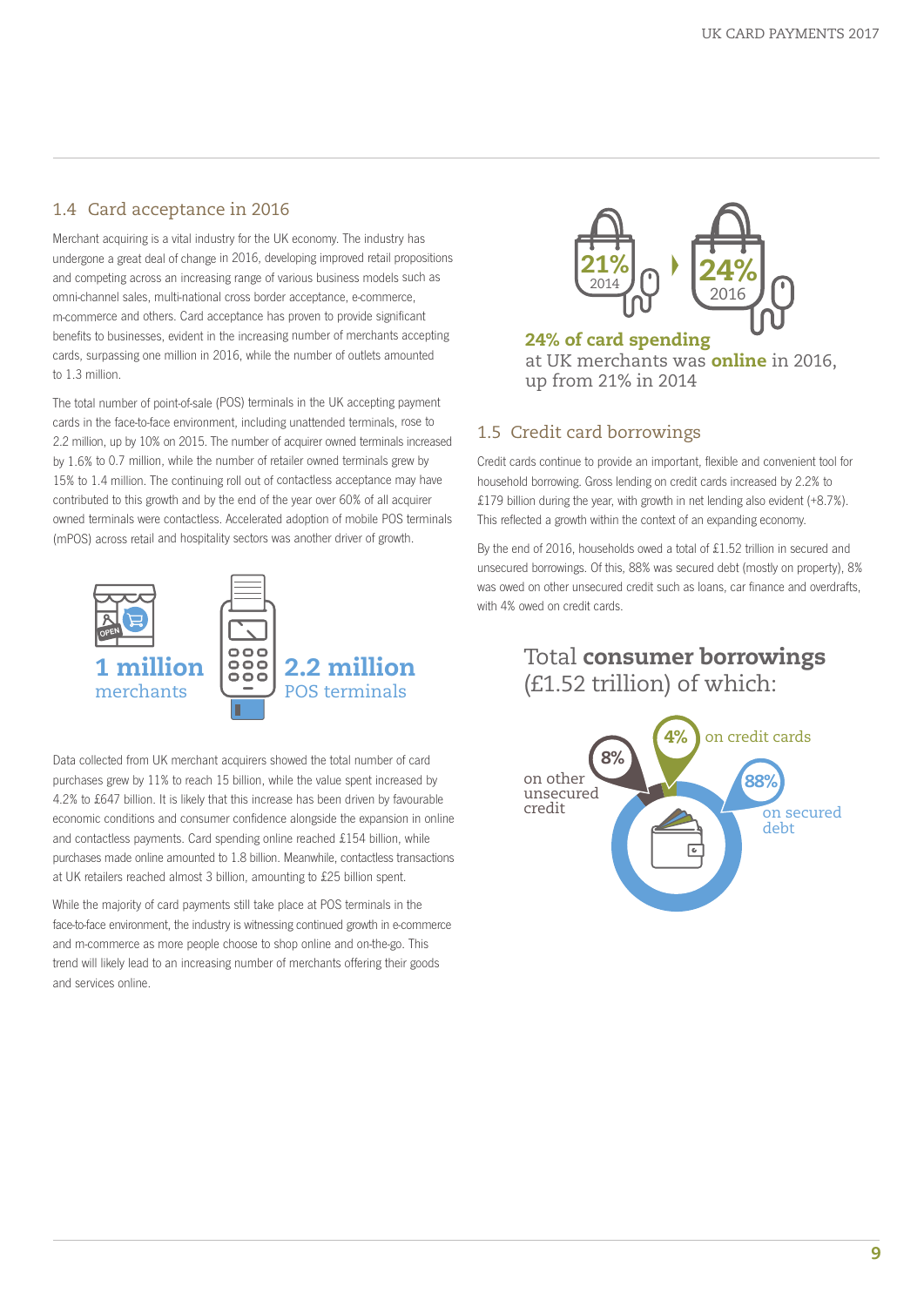## 1.4 Card acceptance in 2016

Merchant acquiring is a vital industry for the UK economy. The industry has undergone a great deal of change in 2016, developing improved retail propositions and competing across an increasing range of various business models such as omni-channel sales, multi-national cross border acceptance, e-commerce, m-commerce and others. Card acceptance has proven to provide significant benefits to businesses, evident in the increasing number of merchants accepting cards, surpassing one million in 2016, while the number of outlets amounted to 1.3 million.

The total number of point-of-sale (POS) terminals in the UK accepting payment cards in the face-to-face environment, including unattended terminals, rose to 2.2 million, up by 10% on 2015. The number of acquirer owned terminals increased by 1.6% to 0.7 million, while the number of retailer owned terminals grew by 15% to 1.4 million. The continuing roll out of contactless acceptance may have contributed to this growth and by the end of the year over 60% of all acquirer owned terminals were contactless. Accelerated adoption of mobile POS terminals (mPOS) across retail and hospitality sectors was another driver of growth.

**1 million** merchants

**2.2 million** POS terminals

Data collected from UK merchant acquirers showed the total number of card purchases grew by 11% to reach 15 billion, while the value spent increased by 4.2% to £647 billion. It is likely that this increase has been driven by favourable economic conditions and consumer confidence alongside the expansion in online and contactless payments. Card spending online reached £154 billion, while purchases made online amounted to 1.8 billion. Meanwhile, contactless transactions at UK retailers reached almost 3 billion, amounting to £25 billion spent.

While the majority of card payments still take place at POS terminals in the face-to-face environment, the industry is witnessing continued growth in e-commerce and m-commerce as more people choose to shop online and on-the-go. This trend will likely lead to an increasing number of merchants offering their goods and services online.

21% 2014 → 24% 2016

**24% of card spending** at UK merchants was **online** in 2016, up from 21% in 2014

## 1.5 Credit card borrowings

Credit cards continue to provide an important, flexible and convenient tool for household borrowing. Gross lending on credit cards increased by 2.2% to £179 billion during the year, with growth in net lending also evident (+8.7%). This reflected a growth within the context of an expanding economy.

By the end of 2016, households owed a total of £1.52 trillion in secured and unsecured borrowings. Of this, 88% was secured debt (mostly on property), 8% was owed on other unsecured credit such as loans, car finance and overdrafts, with 4% owed on credit cards.

### Total **consumer borrowings** (£1.52 trillion) of which:

- 4% on credit cards
- 8% on other unsecured credit
- 88% on secured debt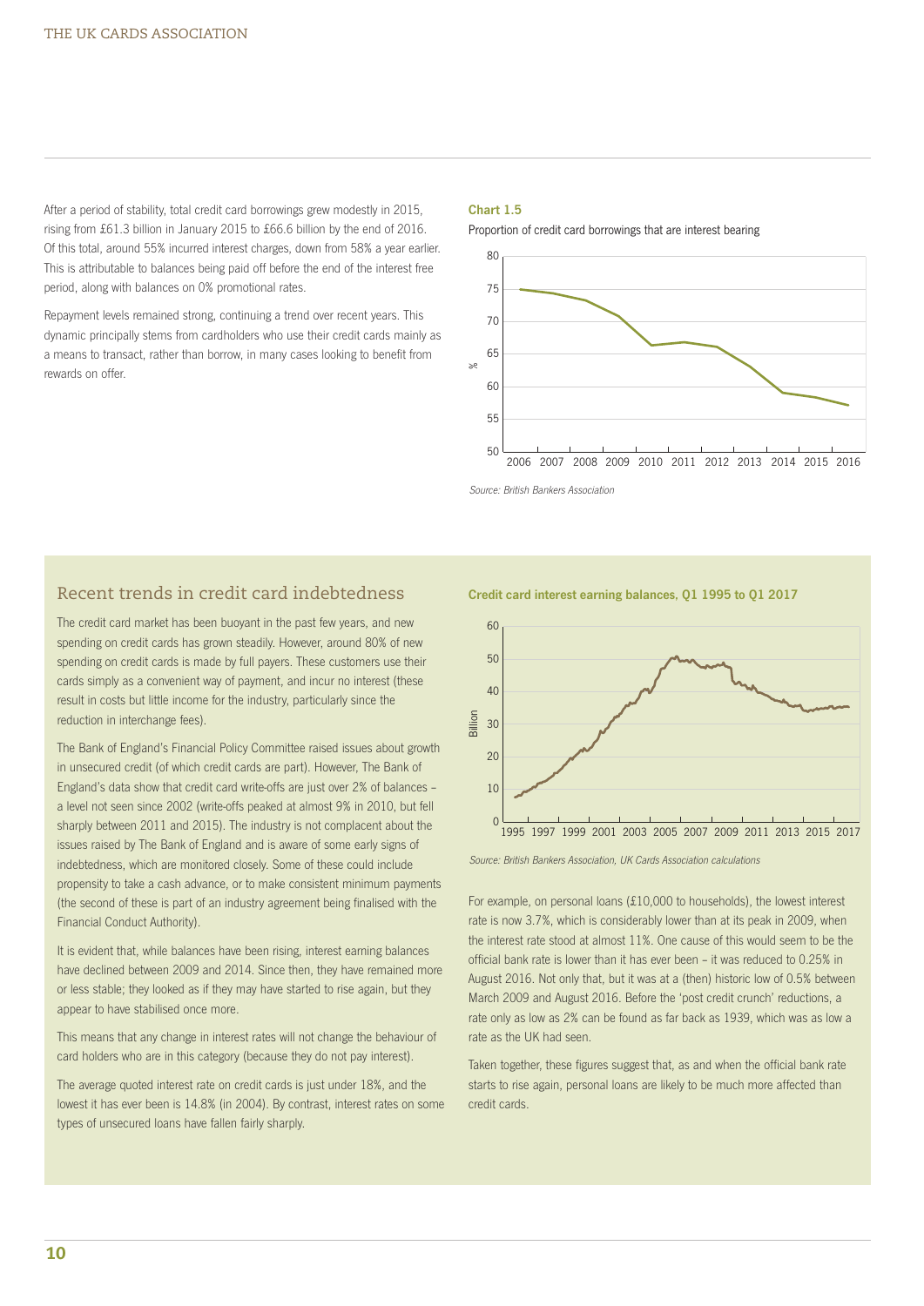After a period of stability, total credit card borrowings grew modestly in 2015, rising from £61.3 billion in January 2015 to £66.6 billion by the end of 2016. Of this total, around 55% incurred interest charges, down from 58% a year earlier. This is attributable to balances being paid off before the end of the interest free period, along with balances on 0% promotional rates.

Repayment levels remained strong, continuing a trend over recent years. This dynamic principally stems from cardholders who use their credit cards mainly as a means to transact, rather than borrow, in many cases looking to benefit from rewards on offer.

**Chart 1.5**

Proportion of credit card borrowings that are interest bearing

*Source: British Bankers Association*

## Recent trends in credit card indebtedness

The credit card market has been buoyant in the past few years, and new spending on credit cards has grown steadily. However, around 80% of new spending on credit cards is made by full payers. These customers use their cards simply as a convenient way of payment, and incur no interest (these result in costs but little income for the industry, particularly since the reduction in interchange fees).

The Bank of England's Financial Policy Committee raised issues about growth in unsecured credit (of which credit cards are part). However, The Bank of England's data show that credit card write-offs are just over 2% of balances – a level not seen since 2002 (write-offs peaked at almost 9% in 2010, but fell sharply between 2011 and 2015). The industry is not complacent about the issues raised by The Bank of England and is aware of some early signs of indebtedness, which are monitored closely. Some of these could include propensity to take a cash advance, or to make consistent minimum payments (the second of these is part of an industry agreement being finalised with the Financial Conduct Authority).

It is evident that, while balances have been rising, interest earning balances have declined between 2009 and 2014. Since then, they have remained more or less stable; they looked as if they may have started to rise again, but they appear to have stabilised once more.

This means that any change in interest rates will not change the behaviour of card holders who are in this category (because they do not pay interest).

The average quoted interest rate on credit cards is just under 18%, and the lowest it has ever been is 14.8% (in 2004). By contrast, interest rates on some types of unsecured loans have fallen fairly sharply.

**Credit card interest earning balances, Q1 1995 to Q1 2017**

*Source: British Bankers Association, UK Cards Association calculations*

For example, on personal loans (£10,000 to households), the lowest interest rate is now 3.7%, which is considerably lower than at its peak in 2009, when the interest rate stood at almost 11%. One cause of this would seem to be the official bank rate is lower than it has ever been – it was reduced to 0.25% in August 2016. Not only that, but it was at a (then) historic low of 0.5% between March 2009 and August 2016. Before the 'post credit crunch' reductions, a rate only as low as 2% can be found as far back as 1939, which was as low a rate as the UK had seen.

Taken together, these figures suggest that, as and when the official bank rate starts to rise again, personal loans are likely to be much more affected than credit cards.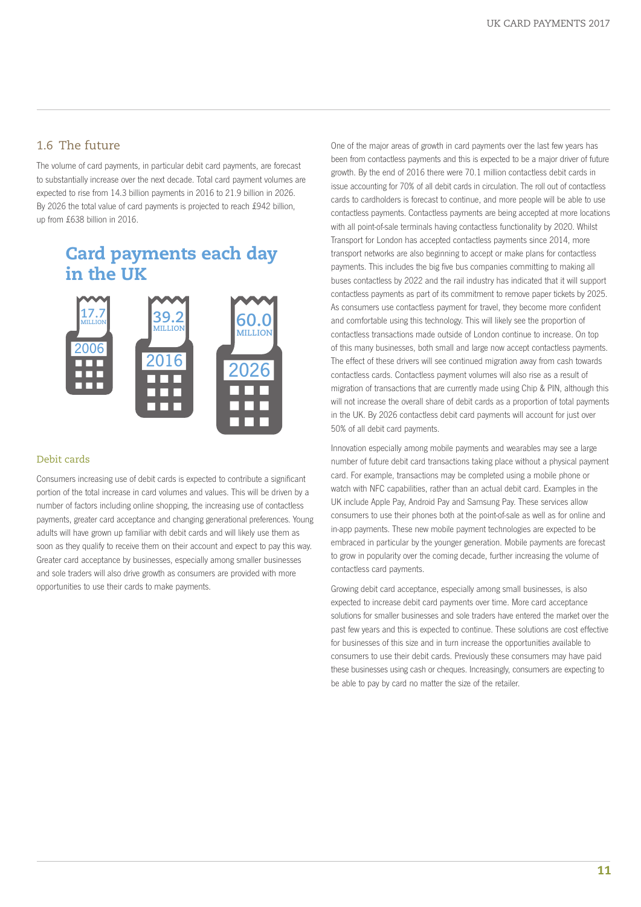## 1.6 The future

The volume of card payments, in particular debit card payments, are forecast to substantially increase over the next decade. Total card payment volumes are expected to rise from 14.3 billion payments in 2016 to 21.9 billion in 2026. By 2026 the total value of card payments is projected to reach £942 billion, up from £638 billion in 2016.

### Card payments each day in the UK

| Year | Card payments each day |
| --- | --- |
| 2006 | 17.7 MILLION |
| 2016 | 39.2 MILLION |
| 2026 | 60.0 MILLION |

### Debit cards

Consumers increasing use of debit cards is expected to contribute a significant portion of the total increase in card volumes and values. This will be driven by a number of factors including online shopping, the increasing use of contactless payments, greater card acceptance and changing generational preferences. Young adults will have grown up familiar with debit cards and will likely use them as soon as they qualify to receive them on their account and expect to pay this way. Greater card acceptance by businesses, especially among smaller businesses and sole traders will also drive growth as consumers are provided with more opportunities to use their cards to make payments.

One of the major areas of growth in card payments over the last few years has been from contactless payments and this is expected to be a major driver of future growth. By the end of 2016 there were 70.1 million contactless debit cards in issue accounting for 70% of all debit cards in circulation. The roll out of contactless cards to cardholders is forecast to continue, and more people will be able to use contactless payments. Contactless payments are being accepted at more locations with all point-of-sale terminals having contactless functionality by 2020. Whilst Transport for London has accepted contactless payments since 2014, more transport networks are also beginning to accept or make plans for contactless payments. This includes the big five bus companies committing to making all buses contactless by 2022 and the rail industry has indicated that it will support contactless payments as part of its commitment to remove paper tickets by 2025. As consumers use contactless payment for travel, they become more confident and comfortable using this technology. This will likely see the proportion of contactless transactions made outside of London continue to increase. On top of this many businesses, both small and large now accept contactless payments. The effect of these drivers will see continued migration away from cash towards contactless cards. Contactless payment volumes will also rise as a result of migration of transactions that are currently made using Chip & PIN, although this will not increase the overall share of debit cards as a proportion of total payments in the UK. By 2026 contactless debit card payments will account for just over 50% of all debit card payments.

Innovation especially among mobile payments and wearables may see a large number of future debit card transactions taking place without a physical payment card. For example, transactions may be completed using a mobile phone or watch with NFC capabilities, rather than an actual debit card. Examples in the UK include Apple Pay, Android Pay and Samsung Pay. These services allow consumers to use their phones both at the point-of-sale as well as for online and in-app payments. These new mobile payment technologies are expected to be embraced in particular by the younger generation. Mobile payments are forecast to grow in popularity over the coming decade, further increasing the volume of contactless card payments.

Growing debit card acceptance, especially among small businesses, is also expected to increase debit card payments over time. More card acceptance solutions for smaller businesses and sole traders have entered the market over the past few years and this is expected to continue. These solutions are cost effective for businesses of this size and in turn increase the opportunities available to consumers to use their debit cards. Previously these consumers may have paid these businesses using cash or cheques. Increasingly, consumers are expecting to be able to pay by card no matter the size of the retailer.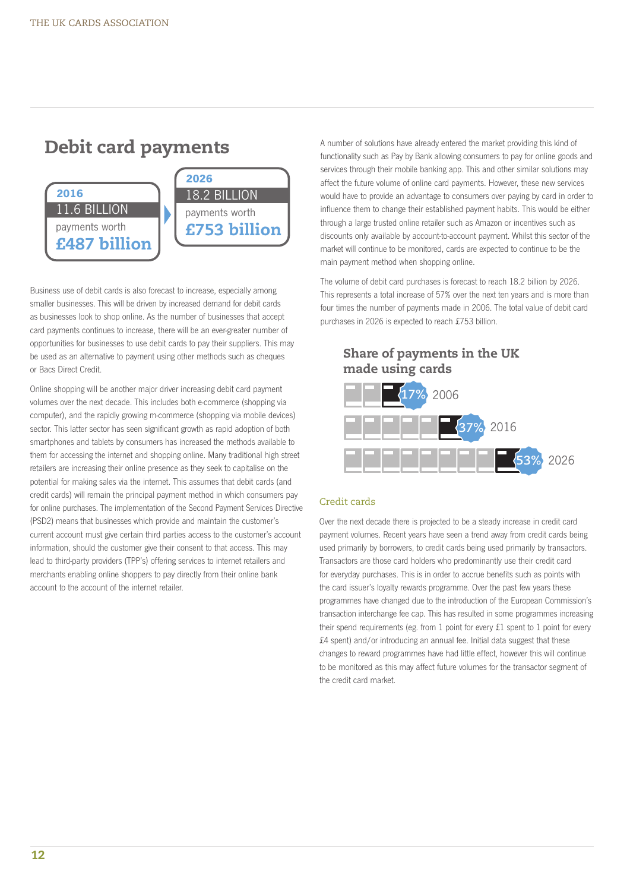## Debit card payments

**2016**
11.6 BILLION
payments worth
**£487 billion**

**2026**
18.2 BILLION
payments worth
**£753 billion**

Business use of debit cards is also forecast to increase, especially among smaller businesses. This will be driven by increased demand for debit cards as businesses look to shop online. As the number of businesses that accept card payments continues to increase, there will be an ever-greater number of opportunities for businesses to use debit cards to pay their suppliers. This may be used as an alternative to payment using other methods such as cheques or Bacs Direct Credit.

Online shopping will be another major driver increasing debit card payment volumes over the next decade. This includes both e-commerce (shopping via computer), and the rapidly growing m-commerce (shopping via mobile devices) sector. This latter sector has seen significant growth as rapid adoption of both smartphones and tablets by consumers has increased the methods available to them for accessing the internet and shopping online. Many traditional high street retailers are increasing their online presence as they seek to capitalise on the potential for making sales via the internet. This assumes that debit cards (and credit cards) will remain the principal payment method in which consumers pay for online purchases. The implementation of the Second Payment Services Directive (PSD2) means that businesses which provide and maintain the customer's current account must give certain third parties access to the customer's account information, should the customer give their consent to that access. This may lead to third-party providers (TPP's) offering services to internet retailers and merchants enabling online shoppers to pay directly from their online bank account to the account of the internet retailer.

A number of solutions have already entered the market providing this kind of functionality such as Pay by Bank allowing consumers to pay for online goods and services through their mobile banking app. This and other similar solutions may affect the future volume of online card payments. However, these new services would have to provide an advantage to consumers over paying by card in order to influence them to change their established payment habits. This would be either through a large trusted online retailer such as Amazon or incentives such as discounts only available by account-to-account payment. Whilst this sector of the market will continue to be monitored, cards are expected to continue to be the main payment method when shopping online.

The volume of debit card purchases is forecast to reach 18.2 billion by 2026. This represents a total increase of 57% over the next ten years and is more than four times the number of payments made in 2006. The total value of debit card purchases in 2026 is expected to reach £753 billion.

### Share of payments in the UK made using cards

| Year | Share |
| --- | --- |
| 2006 | 17% |
| 2016 | 37% |
| 2026 | 53% |

### Credit cards

Over the next decade there is projected to be a steady increase in credit card payment volumes. Recent years have seen a trend away from credit cards being used primarily by borrowers, to credit cards being used primarily by transactors. Transactors are those card holders who predominantly use their credit card for everyday purchases. This is in order to accrue benefits such as points with the card issuer's loyalty rewards programme. Over the past few years these programmes have changed due to the introduction of the European Commission's transaction interchange fee cap. This has resulted in some programmes increasing their spend requirements (eg. from 1 point for every £1 spent to 1 point for every £4 spent) and/or introducing an annual fee. Initial data suggest that these changes to reward programmes have had little effect, however this will continue to be monitored as this may affect future volumes for the transactor segment of the credit card market.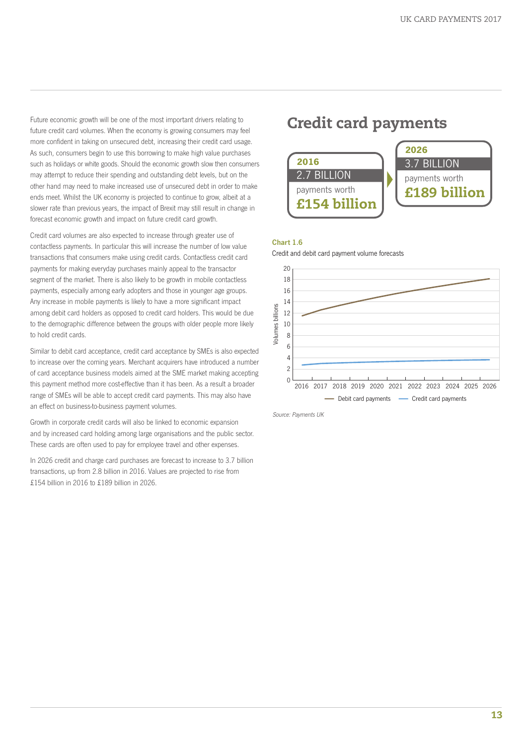Future economic growth will be one of the most important drivers relating to future credit card volumes. When the economy is growing consumers may feel more confident in taking on unsecured debt, increasing their credit card usage. As such, consumers begin to use this borrowing to make high value purchases such as holidays or white goods. Should the economic growth slow then consumers may attempt to reduce their spending and outstanding debt levels, but on the other hand may need to make increased use of unsecured debt in order to make ends meet. Whilst the UK economy is projected to continue to grow, albeit at a slower rate than previous years, the impact of Brexit may still result in change in forecast economic growth and impact on future credit card growth.

Credit card volumes are also expected to increase through greater use of contactless payments. In particular this will increase the number of low value transactions that consumers make using credit cards. Contactless credit card payments for making everyday purchases mainly appeal to the transactor segment of the market. There is also likely to be growth in mobile contactless payments, especially among early adopters and those in younger age groups. Any increase in mobile payments is likely to have a more significant impact among debit card holders as opposed to credit card holders. This would be due to the demographic difference between the groups with older people more likely to hold credit cards.

Similar to debit card acceptance, credit card acceptance by SMEs is also expected to increase over the coming years. Merchant acquirers have introduced a number of card acceptance business models aimed at the SME market making accepting this payment method more cost-effective than it has been. As a result a broader range of SMEs will be able to accept credit card payments. This may also have an effect on business-to-business payment volumes.

Growth in corporate credit cards will also be linked to economic expansion and by increased card holding among large organisations and the public sector. These cards are often used to pay for employee travel and other expenses.

In 2026 credit and charge card purchases are forecast to increase to 3.7 billion transactions, up from 2.8 billion in 2016. Values are projected to rise from £154 billion in 2016 to £189 billion in 2026.

## Credit card payments

**2016**
2.7 BILLION
payments worth
**£154 billion**

**2026**
3.7 BILLION
payments worth
**£189 billion**

**Chart 1.6**

Credit and debit card payment volume forecasts

*Source: Payments UK*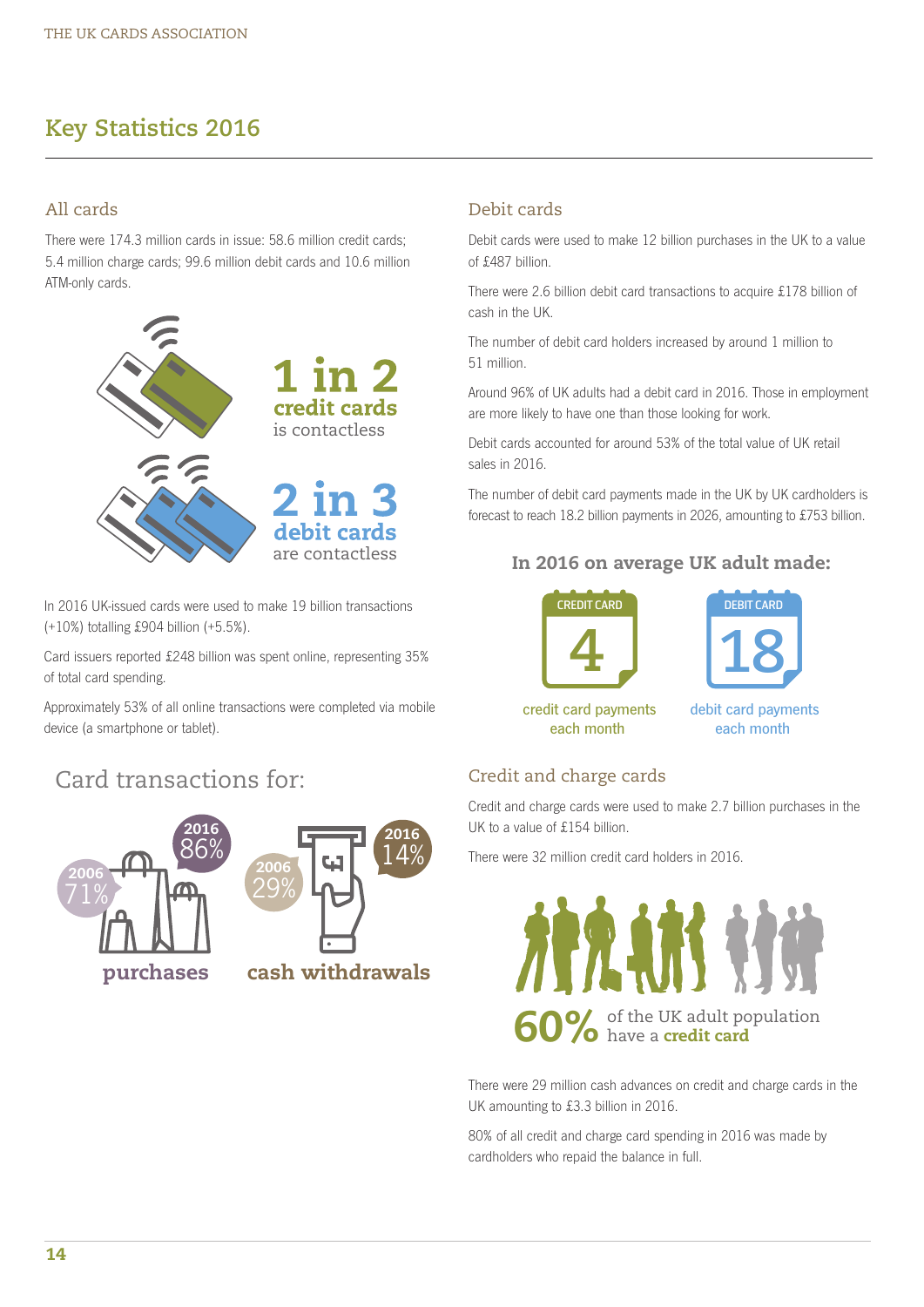## Key Statistics 2016

### All cards

There were 174.3 million cards in issue: 58.6 million credit cards; 5.4 million charge cards; 99.6 million debit cards and 10.6 million ATM-only cards.

**1 in 2 credit cards** is contactless

**2 in 3 debit cards** are contactless

In 2016 UK-issued cards were used to make 19 billion transactions (+10%) totalling £904 billion (+5.5%).

Card issuers reported £248 billion was spent online, representing 35% of total card spending.

Approximately 53% of all online transactions were completed via mobile device (a smartphone or tablet).

### Card transactions for:

**purchases**: 2006 71%, 2016 86%

**cash withdrawals**: 2006 29%, 2016 14%

### Debit cards

Debit cards were used to make 12 billion purchases in the UK to a value of £487 billion.

There were 2.6 billion debit card transactions to acquire £178 billion of cash in the UK.

The number of debit card holders increased by around 1 million to 51 million.

Around 96% of UK adults had a debit card in 2016. Those in employment are more likely to have one than those looking for work.

Debit cards accounted for around 53% of the total value of UK retail sales in 2016.

The number of debit card payments made in the UK by UK cardholders is forecast to reach 18.2 billion payments in 2026, amounting to £753 billion.

**In 2016 on average UK adult made:**

- CREDIT CARD: 4 credit card payments each month
- DEBIT CARD: 18 debit card payments each month

### Credit and charge cards

Credit and charge cards were used to make 2.7 billion purchases in the UK to a value of £154 billion.

There were 32 million credit card holders in 2016.

**60%** of the UK adult population have a **credit card**

There were 29 million cash advances on credit and charge cards in the UK amounting to £3.3 billion in 2016.

80% of all credit and charge card spending in 2016 was made by cardholders who repaid the balance in full.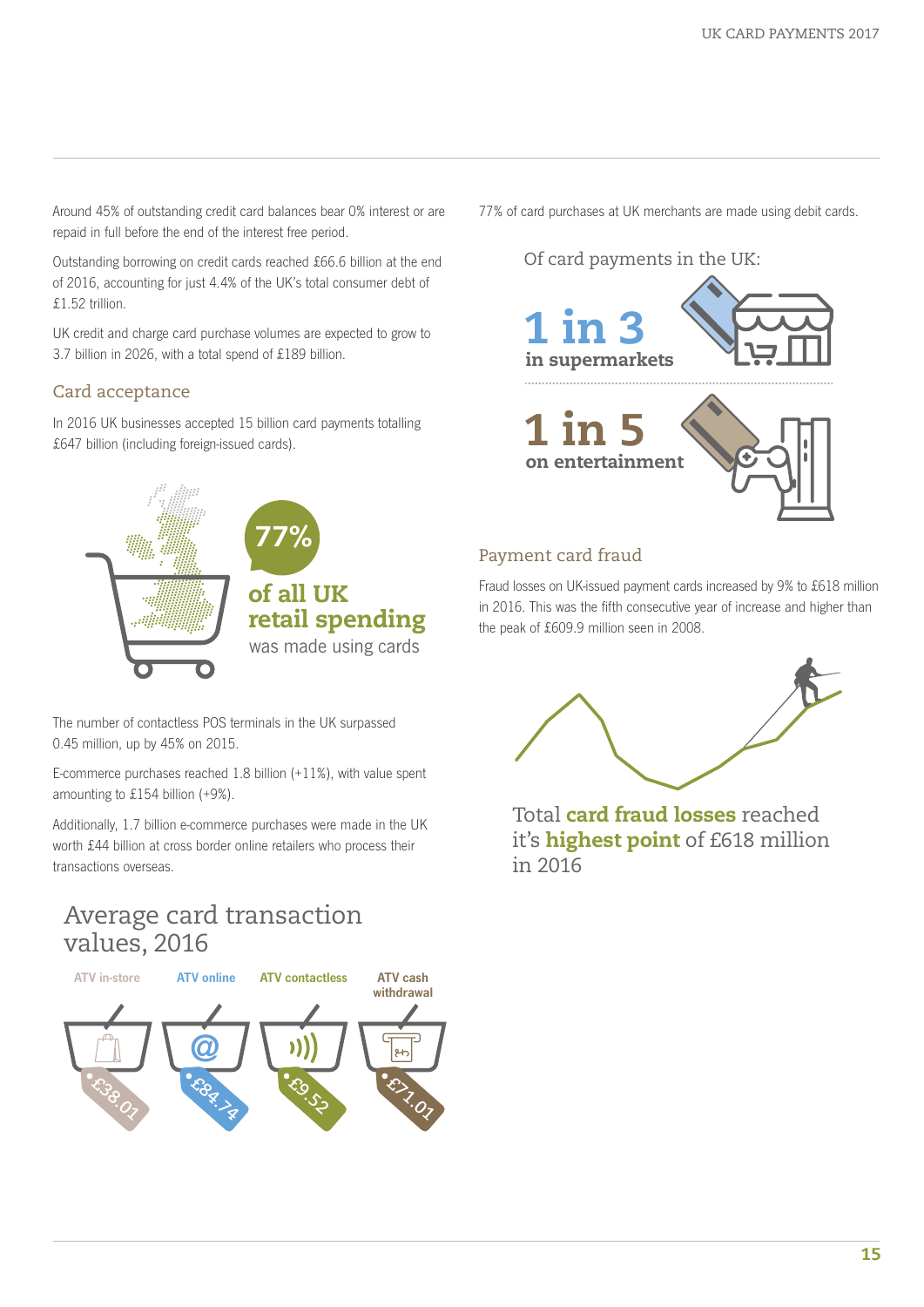Around 45% of outstanding credit card balances bear 0% interest or are repaid in full before the end of the interest free period.

Outstanding borrowing on credit cards reached £66.6 billion at the end of 2016, accounting for just 4.4% of the UK's total consumer debt of £1.52 trillion.

UK credit and charge card purchase volumes are expected to grow to 3.7 billion in 2026, with a total spend of £189 billion.

## Card acceptance

In 2016 UK businesses accepted 15 billion card payments totalling £647 billion (including foreign-issued cards).

**77%**
**of all UK retail spending**
was made using cards

The number of contactless POS terminals in the UK surpassed 0.45 million, up by 45% on 2015.

E-commerce purchases reached 1.8 billion (+11%), with value spent amounting to £154 billion (+9%).

Additionally, 1.7 billion e-commerce purchases were made in the UK worth £44 billion at cross border online retailers who process their transactions overseas.

## Average card transaction values, 2016

ATV in-store
£38.01

ATV online
£84.74

ATV contactless
£9.52

ATV cash withdrawal
£71.01

77% of card purchases at UK merchants are made using debit cards.

Of card payments in the UK:

**1 in 3**
**in supermarkets**

**1 in 5**
**on entertainment**

## Payment card fraud

Fraud losses on UK-issued payment cards increased by 9% to £618 million in 2016. This was the fifth consecutive year of increase and higher than the peak of £609.9 million seen in 2008.

Total **card fraud losses** reached it's **highest point** of £618 million in 2016